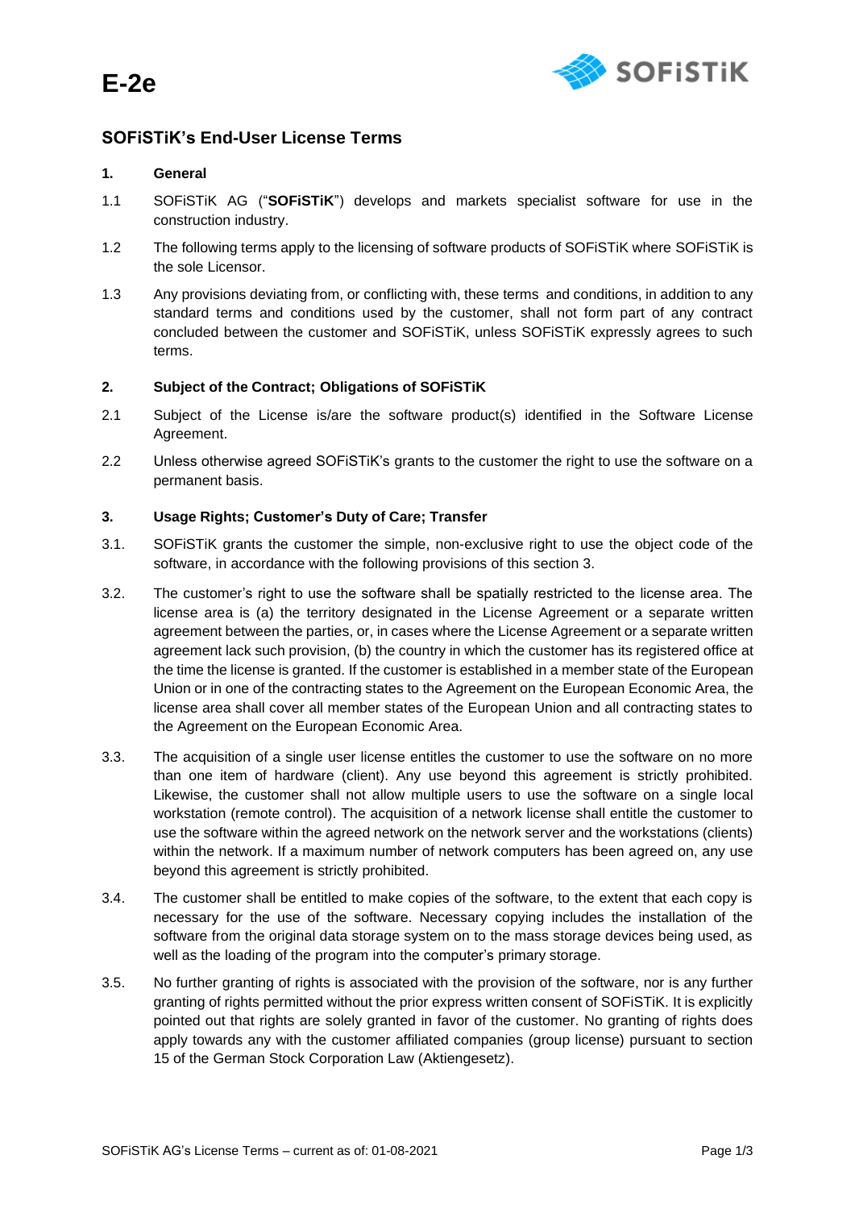# E-2e

## SOFiSTiK's End-User License Terms

### 1. General

1.1 SOFiSTiK AG ("**SOFiSTiK**") develops and markets specialist software for use in the construction industry.

1.2 The following terms apply to the licensing of software products of SOFiSTiK where SOFiSTiK is the sole Licensor.

1.3 Any provisions deviating from, or conflicting with, these terms and conditions, in addition to any standard terms and conditions used by the customer, shall not form part of any contract concluded between the customer and SOFiSTiK, unless SOFiSTiK expressly agrees to such terms.

### 2. Subject of the Contract; Obligations of SOFiSTiK

2.1 Subject of the License is/are the software product(s) identified in the Software License Agreement.

2.2 Unless otherwise agreed SOFiSTiK's grants to the customer the right to use the software on a permanent basis.

### 3. Usage Rights; Customer's Duty of Care; Transfer

3.1. SOFiSTiK grants the customer the simple, non-exclusive right to use the object code of the software, in accordance with the following provisions of this section 3.

3.2. The customer's right to use the software shall be spatially restricted to the license area. The license area is (a) the territory designated in the License Agreement or a separate written agreement between the parties, or, in cases where the License Agreement or a separate written agreement lack such provision, (b) the country in which the customer has its registered office at the time the license is granted. If the customer is established in a member state of the European Union or in one of the contracting states to the Agreement on the European Economic Area, the license area shall cover all member states of the European Union and all contracting states to the Agreement on the European Economic Area.

3.3. The acquisition of a single user license entitles the customer to use the software on no more than one item of hardware (client). Any use beyond this agreement is strictly prohibited. Likewise, the customer shall not allow multiple users to use the software on a single local workstation (remote control). The acquisition of a network license shall entitle the customer to use the software within the agreed network on the network server and the workstations (clients) within the network. If a maximum number of network computers has been agreed on, any use beyond this agreement is strictly prohibited.

3.4. The customer shall be entitled to make copies of the software, to the extent that each copy is necessary for the use of the software. Necessary copying includes the installation of the software from the original data storage system on to the mass storage devices being used, as well as the loading of the program into the computer's primary storage.

3.5. No further granting of rights is associated with the provision of the software, nor is any further granting of rights permitted without the prior express written consent of SOFiSTiK. It is explicitly pointed out that rights are solely granted in favor of the customer. No granting of rights does apply towards any with the customer affiliated companies (group license) pursuant to section 15 of the German Stock Corporation Law (Aktiengesetz).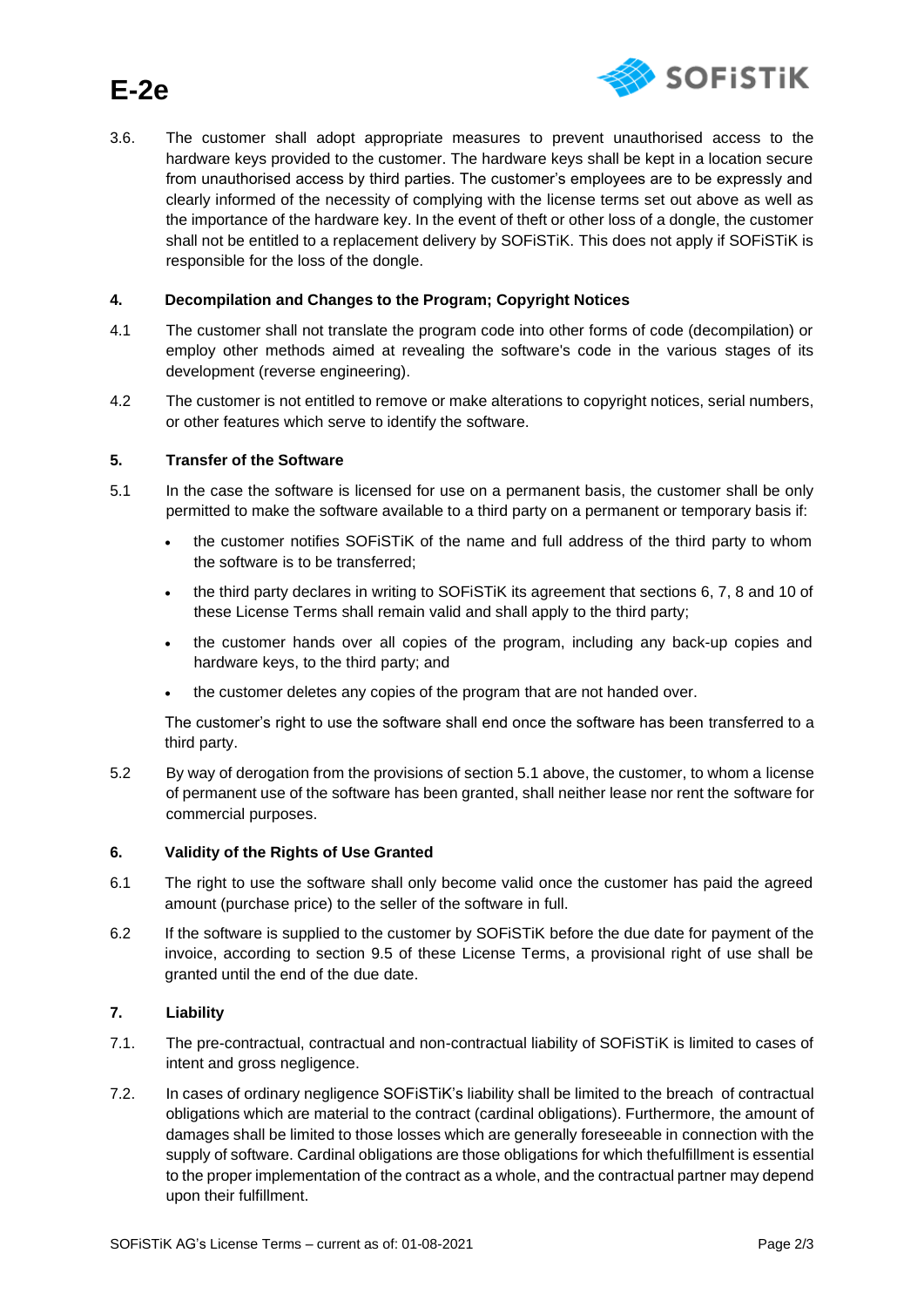3.6. The customer shall adopt appropriate measures to prevent unauthorised access to the hardware keys provided to the customer. The hardware keys shall be kept in a location secure from unauthorised access by third parties. The customer's employees are to be expressly and clearly informed of the necessity of complying with the license terms set out above as well as the importance of the hardware key. In the event of theft or other loss of a dongle, the customer shall not be entitled to a replacement delivery by SOFiSTiK. This does not apply if SOFiSTiK is responsible for the loss of the dongle.

## 4. Decompilation and Changes to the Program; Copyright Notices

4.1 The customer shall not translate the program code into other forms of code (decompilation) or employ other methods aimed at revealing the software's code in the various stages of its development (reverse engineering).

4.2 The customer is not entitled to remove or make alterations to copyright notices, serial numbers, or other features which serve to identify the software.

## 5. Transfer of the Software

5.1 In the case the software is licensed for use on a permanent basis, the customer shall be only permitted to make the software available to a third party on a permanent or temporary basis if:

- the customer notifies SOFiSTiK of the name and full address of the third party to whom the software is to be transferred;
- the third party declares in writing to SOFiSTiK its agreement that sections 6, 7, 8 and 10 of these License Terms shall remain valid and shall apply to the third party;
- the customer hands over all copies of the program, including any back-up copies and hardware keys, to the third party; and
- the customer deletes any copies of the program that are not handed over.

The customer's right to use the software shall end once the software has been transferred to a third party.

5.2 By way of derogation from the provisions of section 5.1 above, the customer, to whom a license of permanent use of the software has been granted, shall neither lease nor rent the software for commercial purposes.

## 6. Validity of the Rights of Use Granted

6.1 The right to use the software shall only become valid once the customer has paid the agreed amount (purchase price) to the seller of the software in full.

6.2 If the software is supplied to the customer by SOFiSTiK before the due date for payment of the invoice, according to section 9.5 of these License Terms, a provisional right of use shall be granted until the end of the due date.

## 7. Liability

7.1. The pre-contractual, contractual and non-contractual liability of SOFiSTiK is limited to cases of intent and gross negligence.

7.2. In cases of ordinary negligence SOFiSTiK's liability shall be limited to the breach of contractual obligations which are material to the contract (cardinal obligations). Furthermore, the amount of damages shall be limited to those losses which are generally foreseeable in connection with the supply of software. Cardinal obligations are those obligations for which thefulfillment is essential to the proper implementation of the contract as a whole, and the contractual partner may depend upon their fulfillment.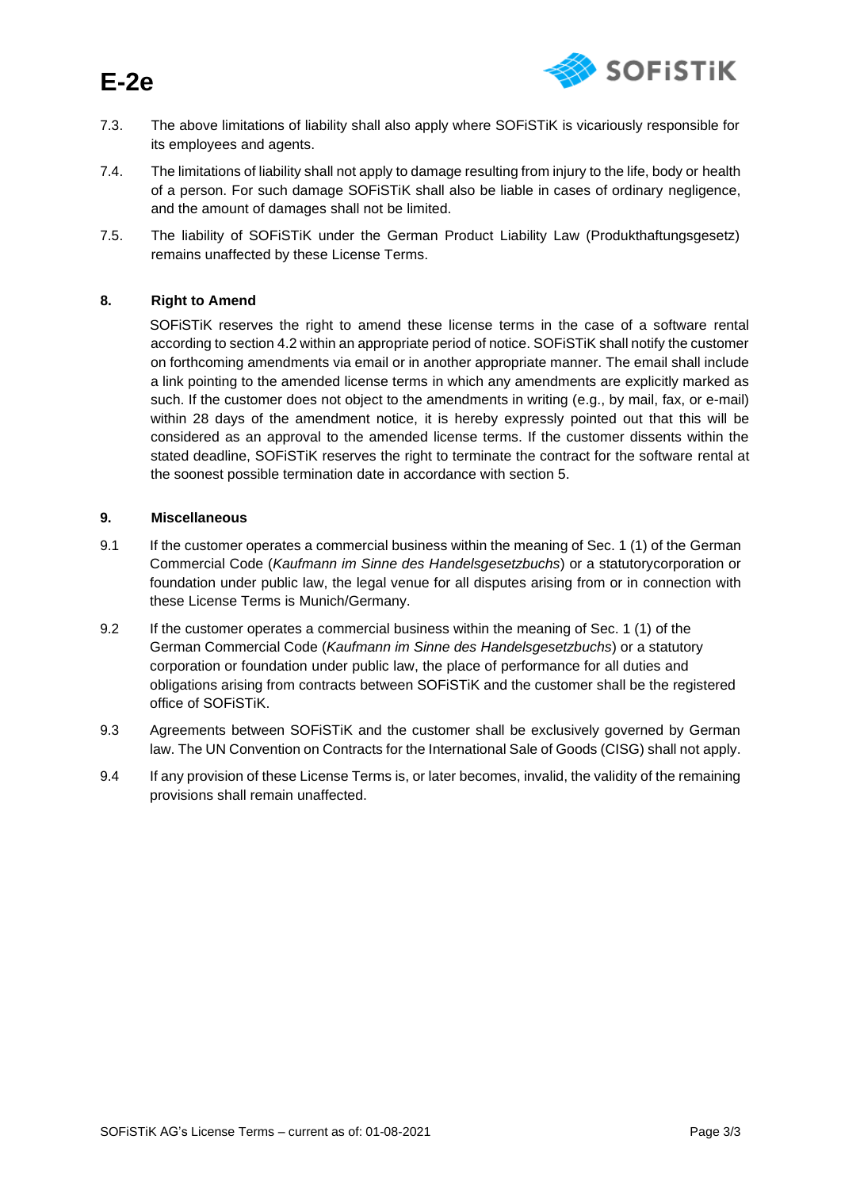7.3. The above limitations of liability shall also apply where SOFiSTiK is vicariously responsible for its employees and agents.

7.4. The limitations of liability shall not apply to damage resulting from injury to the life, body or health of a person. For such damage SOFiSTiK shall also be liable in cases of ordinary negligence, and the amount of damages shall not be limited.

7.5. The liability of SOFiSTiK under the German Product Liability Law (Produkthaftungsgesetz) remains unaffected by these License Terms.

### 8. Right to Amend

SOFiSTiK reserves the right to amend these license terms in the case of a software rental according to section 4.2 within an appropriate period of notice. SOFiSTiK shall notify the customer on forthcoming amendments via email or in another appropriate manner. The email shall include a link pointing to the amended license terms in which any amendments are explicitly marked as such. If the customer does not object to the amendments in writing (e.g., by mail, fax, or e-mail) within 28 days of the amendment notice, it is hereby expressly pointed out that this will be considered as an approval to the amended license terms. If the customer dissents within the stated deadline, SOFiSTiK reserves the right to terminate the contract for the software rental at the soonest possible termination date in accordance with section 5.

### 9. Miscellaneous

9.1 If the customer operates a commercial business within the meaning of Sec. 1 (1) of the German Commercial Code (*Kaufmann im Sinne des Handelsgesetzbuchs*) or a statutorycorporation or foundation under public law, the legal venue for all disputes arising from or in connection with these License Terms is Munich/Germany.

9.2 If the customer operates a commercial business within the meaning of Sec. 1 (1) of the German Commercial Code (*Kaufmann im Sinne des Handelsgesetzbuchs*) or a statutory corporation or foundation under public law, the place of performance for all duties and obligations arising from contracts between SOFiSTiK and the customer shall be the registered office of SOFiSTiK.

9.3 Agreements between SOFiSTiK and the customer shall be exclusively governed by German law. The UN Convention on Contracts for the International Sale of Goods (CISG) shall not apply.

9.4 If any provision of these License Terms is, or later becomes, invalid, the validity of the remaining provisions shall remain unaffected.